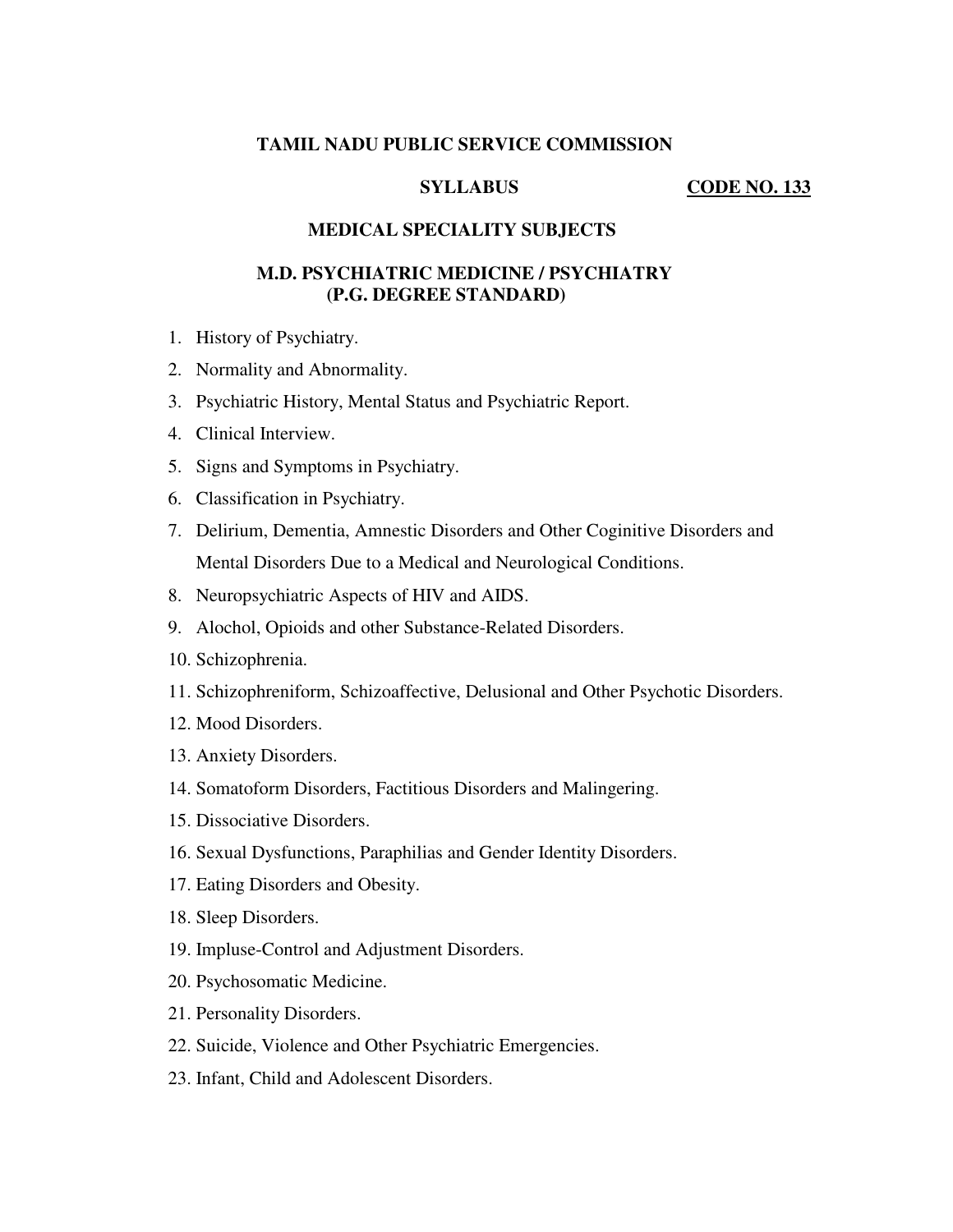**TAMIL NADU PUBLIC SERVICE COMMISSION**

**SYLLABUS** **CODE NO. 133**

**MEDICAL SPECIALITY SUBJECTS**

**M.D. PSYCHIATRIC MEDICINE / PSYCHIATRY (P.G. DEGREE STANDARD)**

1. History of Psychiatry.
2. Normality and Abnormality.
3. Psychiatric History, Mental Status and Psychiatric Report.
4. Clinical Interview.
5. Signs and Symptoms in Psychiatry.
6. Classification in Psychiatry.
7. Delirium, Dementia, Amnestic Disorders and Other Coginitive Disorders and Mental Disorders Due to a Medical and Neurological Conditions.
8. Neuropsychiatric Aspects of HIV and AIDS.
9. Alochol, Opioids and other Substance-Related Disorders.
10. Schizophrenia.
11. Schizophreniform, Schizoaffective, Delusional and Other Psychotic Disorders.
12. Mood Disorders.
13. Anxiety Disorders.
14. Somatoform Disorders, Factitious Disorders and Malingering.
15. Dissociative Disorders.
16. Sexual Dysfunctions, Paraphilias and Gender Identity Disorders.
17. Eating Disorders and Obesity.
18. Sleep Disorders.
19. Impluse-Control and Adjustment Disorders.
20. Psychosomatic Medicine.
21. Personality Disorders.
22. Suicide, Violence and Other Psychiatric Emergencies.
23. Infant, Child and Adolescent Disorders.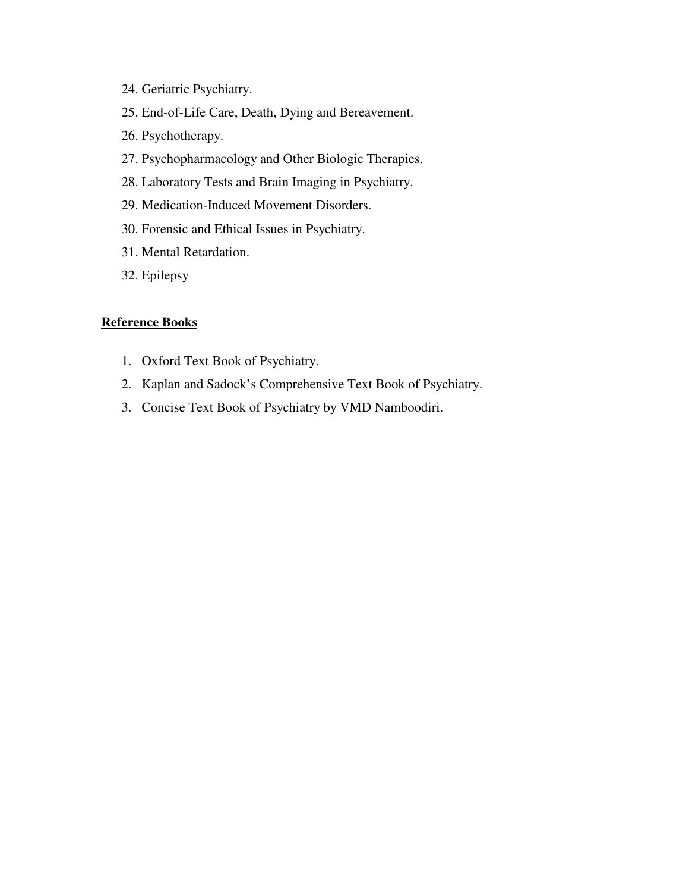24. Geriatric Psychiatry.
25. End-of-Life Care, Death, Dying and Bereavement.
26. Psychotherapy.
27. Psychopharmacology and Other Biologic Therapies.
28. Laboratory Tests and Brain Imaging in Psychiatry.
29. Medication-Induced Movement Disorders.
30. Forensic and Ethical Issues in Psychiatry.
31. Mental Retardation.
32. Epilepsy

**Reference Books**

1. Oxford Text Book of Psychiatry.
2. Kaplan and Sadock's Comprehensive Text Book of Psychiatry.
3. Concise Text Book of Psychiatry by VMD Namboodiri.